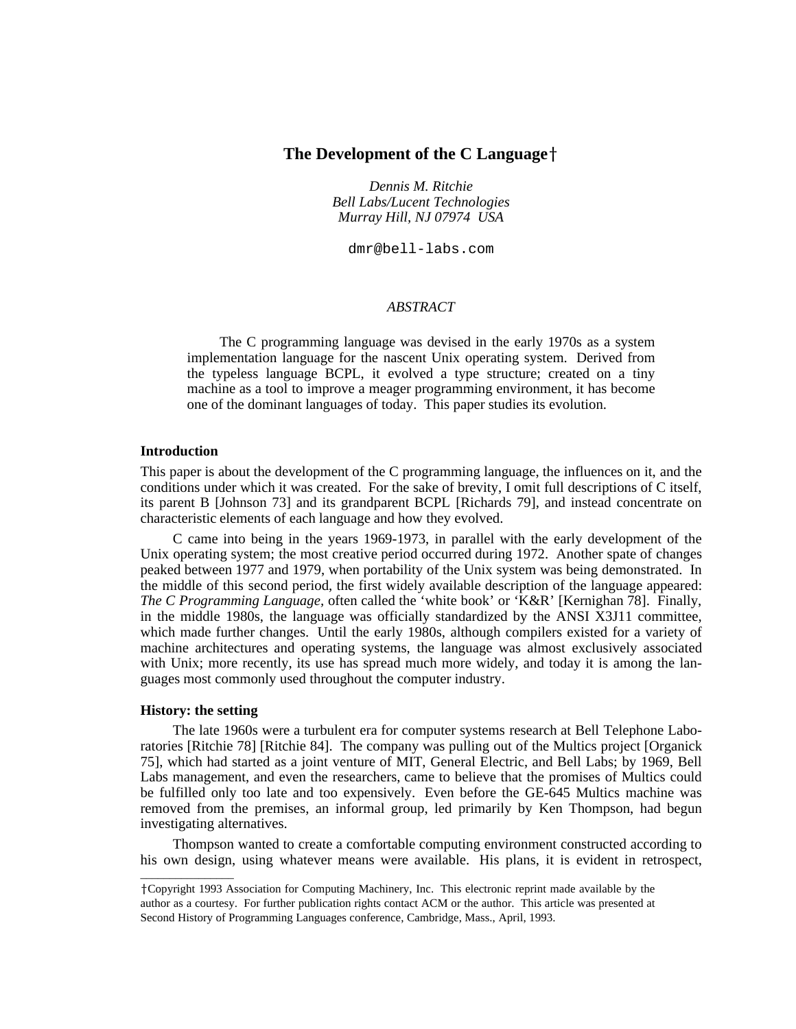# The Development of the C Language†

*Dennis M. Ritchie*
*Bell Labs/Lucent Technologies*
*Murray Hill, NJ 07974 USA*

dmr@bell-labs.com

*ABSTRACT*

The C programming language was devised in the early 1970s as a system implementation language for the nascent Unix operating system. Derived from the typeless language BCPL, it evolved a type structure; created on a tiny machine as a tool to improve a meager programming environment, it has become one of the dominant languages of today. This paper studies its evolution.

## Introduction

This paper is about the development of the C programming language, the influences on it, and the conditions under which it was created. For the sake of brevity, I omit full descriptions of C itself, its parent B [Johnson 73] and its grandparent BCPL [Richards 79], and instead concentrate on characteristic elements of each language and how they evolved.

C came into being in the years 1969-1973, in parallel with the early development of the Unix operating system; the most creative period occurred during 1972. Another spate of changes peaked between 1977 and 1979, when portability of the Unix system was being demonstrated. In the middle of this second period, the first widely available description of the language appeared: *The C Programming Language*, often called the 'white book' or 'K&R' [Kernighan 78]. Finally, in the middle 1980s, the language was officially standardized by the ANSI X3J11 committee, which made further changes. Until the early 1980s, although compilers existed for a variety of machine architectures and operating systems, the language was almost exclusively associated with Unix; more recently, its use has spread much more widely, and today it is among the languages most commonly used throughout the computer industry.

## History: the setting

The late 1960s were a turbulent era for computer systems research at Bell Telephone Laboratories [Ritchie 78] [Ritchie 84]. The company was pulling out of the Multics project [Organick 75], which had started as a joint venture of MIT, General Electric, and Bell Labs; by 1969, Bell Labs management, and even the researchers, came to believe that the promises of Multics could be fulfilled only too late and too expensively. Even before the GE-645 Multics machine was removed from the premises, an informal group, led primarily by Ken Thompson, had begun investigating alternatives.

Thompson wanted to create a comfortable computing environment constructed according to his own design, using whatever means were available. His plans, it is evident in retrospect,

†Copyright 1993 Association for Computing Machinery, Inc. This electronic reprint made available by the author as a courtesy. For further publication rights contact ACM or the author. This article was presented at Second History of Programming Languages conference, Cambridge, Mass., April, 1993.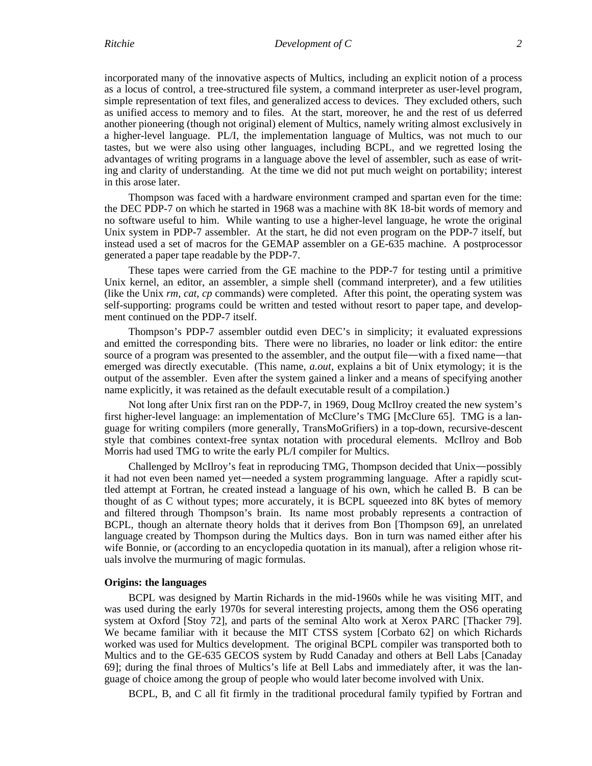incorporated many of the innovative aspects of Multics, including an explicit notion of a process as a locus of control, a tree-structured file system, a command interpreter as user-level program, simple representation of text files, and generalized access to devices. They excluded others, such as unified access to memory and to files. At the start, moreover, he and the rest of us deferred another pioneering (though not original) element of Multics, namely writing almost exclusively in a higher-level language. PL/I, the implementation language of Multics, was not much to our tastes, but we were also using other languages, including BCPL, and we regretted losing the advantages of writing programs in a language above the level of assembler, such as ease of writing and clarity of understanding. At the time we did not put much weight on portability; interest in this arose later.

Thompson was faced with a hardware environment cramped and spartan even for the time: the DEC PDP-7 on which he started in 1968 was a machine with 8K 18-bit words of memory and no software useful to him. While wanting to use a higher-level language, he wrote the original Unix system in PDP-7 assembler. At the start, he did not even program on the PDP-7 itself, but instead used a set of macros for the GEMAP assembler on a GE-635 machine. A postprocessor generated a paper tape readable by the PDP-7.

These tapes were carried from the GE machine to the PDP-7 for testing until a primitive Unix kernel, an editor, an assembler, a simple shell (command interpreter), and a few utilities (like the Unix *rm, cat, cp* commands) were completed. After this point, the operating system was self-supporting: programs could be written and tested without resort to paper tape, and development continued on the PDP-7 itself.

Thompson's PDP-7 assembler outdid even DEC's in simplicity; it evaluated expressions and emitted the corresponding bits. There were no libraries, no loader or link editor: the entire source of a program was presented to the assembler, and the output file—with a fixed name—that emerged was directly executable. (This name, *a.out*, explains a bit of Unix etymology; it is the output of the assembler. Even after the system gained a linker and a means of specifying another name explicitly, it was retained as the default executable result of a compilation.)

Not long after Unix first ran on the PDP-7, in 1969, Doug McIlroy created the new system's first higher-level language: an implementation of McClure's TMG [McClure 65]. TMG is a language for writing compilers (more generally, TransMoGrifiers) in a top-down, recursive-descent style that combines context-free syntax notation with procedural elements. McIlroy and Bob Morris had used TMG to write the early PL/I compiler for Multics.

Challenged by McIlroy's feat in reproducing TMG, Thompson decided that Unix—possibly it had not even been named yet—needed a system programming language. After a rapidly scuttled attempt at Fortran, he created instead a language of his own, which he called B. B can be thought of as C without types; more accurately, it is BCPL squeezed into 8K bytes of memory and filtered through Thompson's brain. Its name most probably represents a contraction of BCPL, though an alternate theory holds that it derives from Bon [Thompson 69], an unrelated language created by Thompson during the Multics days. Bon in turn was named either after his wife Bonnie, or (according to an encyclopedia quotation in its manual), after a religion whose rituals involve the murmuring of magic formulas.

**Origins: the languages**

BCPL was designed by Martin Richards in the mid-1960s while he was visiting MIT, and was used during the early 1970s for several interesting projects, among them the OS6 operating system at Oxford [Stoy 72], and parts of the seminal Alto work at Xerox PARC [Thacker 79]. We became familiar with it because the MIT CTSS system [Corbato 62] on which Richards worked was used for Multics development. The original BCPL compiler was transported both to Multics and to the GE-635 GECOS system by Rudd Canaday and others at Bell Labs [Canaday 69]; during the final throes of Multics's life at Bell Labs and immediately after, it was the language of choice among the group of people who would later become involved with Unix.

BCPL, B, and C all fit firmly in the traditional procedural family typified by Fortran and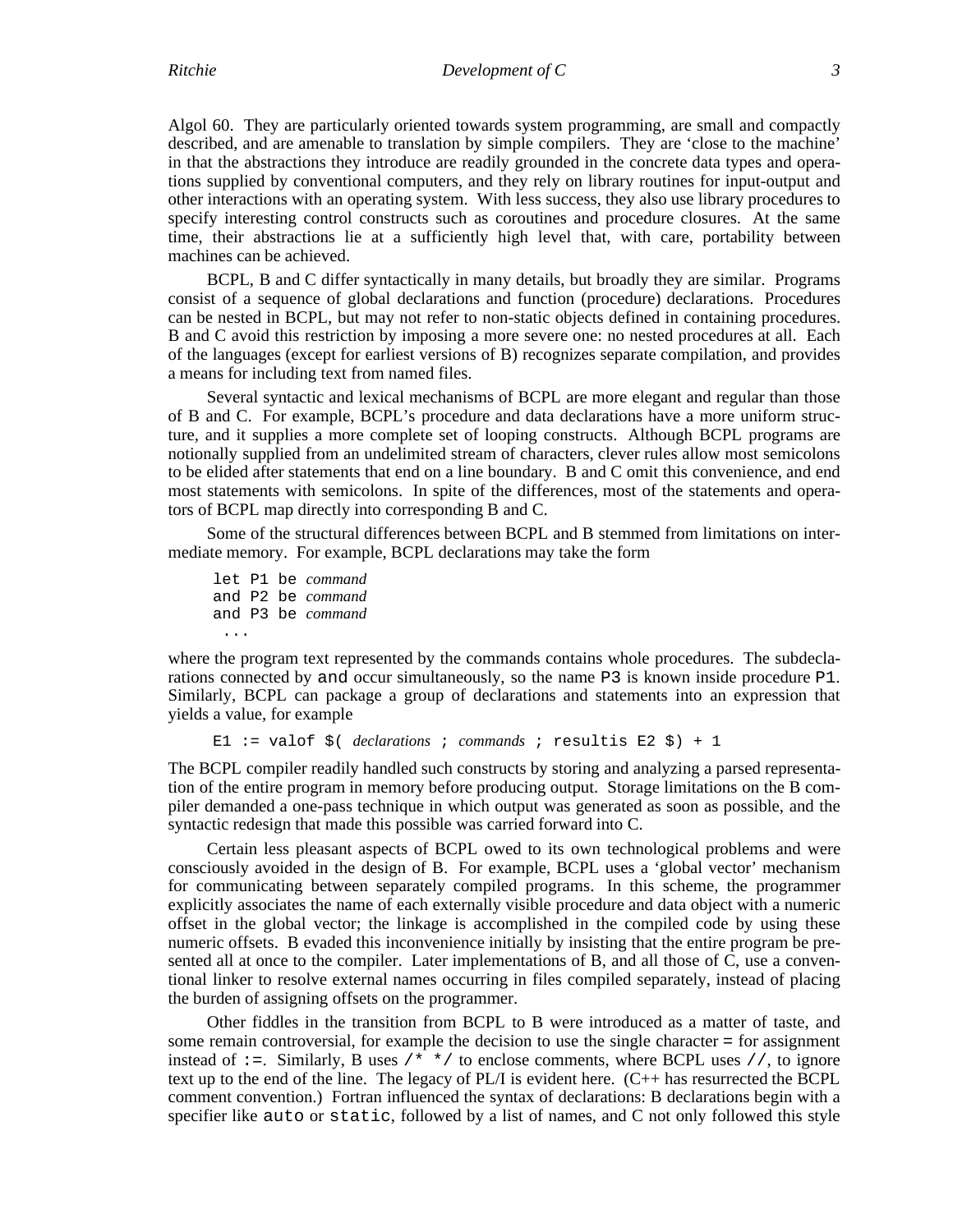Algol 60. They are particularly oriented towards system programming, are small and compactly described, and are amenable to translation by simple compilers. They are 'close to the machine' in that the abstractions they introduce are readily grounded in the concrete data types and operations supplied by conventional computers, and they rely on library routines for input-output and other interactions with an operating system. With less success, they also use library procedures to specify interesting control constructs such as coroutines and procedure closures. At the same time, their abstractions lie at a sufficiently high level that, with care, portability between machines can be achieved.

BCPL, B and C differ syntactically in many details, but broadly they are similar. Programs consist of a sequence of global declarations and function (procedure) declarations. Procedures can be nested in BCPL, but may not refer to non-static objects defined in containing procedures. B and C avoid this restriction by imposing a more severe one: no nested procedures at all. Each of the languages (except for earliest versions of B) recognizes separate compilation, and provides a means for including text from named files.

Several syntactic and lexical mechanisms of BCPL are more elegant and regular than those of B and C. For example, BCPL's procedure and data declarations have a more uniform structure, and it supplies a more complete set of looping constructs. Although BCPL programs are notionally supplied from an undelimited stream of characters, clever rules allow most semicolons to be elided after statements that end on a line boundary. B and C omit this convenience, and end most statements with semicolons. In spite of the differences, most of the statements and operators of BCPL map directly into corresponding B and C.

Some of the structural differences between BCPL and B stemmed from limitations on intermediate memory. For example, BCPL declarations may take the form

```
let P1 be command
and P2 be command
and P3 be command
 ...
```

where the program text represented by the commands contains whole procedures. The subdeclarations connected by `and` occur simultaneously, so the name `P3` is known inside procedure `P1`. Similarly, BCPL can package a group of declarations and statements into an expression that yields a value, for example

```
E1 := valof $( declarations ; commands ; resultis E2 $) + 1
```

The BCPL compiler readily handled such constructs by storing and analyzing a parsed representation of the entire program in memory before producing output. Storage limitations on the B compiler demanded a one-pass technique in which output was generated as soon as possible, and the syntactic redesign that made this possible was carried forward into C.

Certain less pleasant aspects of BCPL owed to its own technological problems and were consciously avoided in the design of B. For example, BCPL uses a 'global vector' mechanism for communicating between separately compiled programs. In this scheme, the programmer explicitly associates the name of each externally visible procedure and data object with a numeric offset in the global vector; the linkage is accomplished in the compiled code by using these numeric offsets. B evaded this inconvenience initially by insisting that the entire program be presented all at once to the compiler. Later implementations of B, and all those of C, use a conventional linker to resolve external names occurring in files compiled separately, instead of placing the burden of assigning offsets on the programmer.

Other fiddles in the transition from BCPL to B were introduced as a matter of taste, and some remain controversial, for example the decision to use the single character `=` for assignment instead of `:=`. Similarly, B uses `/* */` to enclose comments, where BCPL uses `//`, to ignore text up to the end of the line. The legacy of PL/I is evident here. (C++ has resurrected the BCPL comment convention.) Fortran influenced the syntax of declarations: B declarations begin with a specifier like `auto` or `static`, followed by a list of names, and C not only followed this style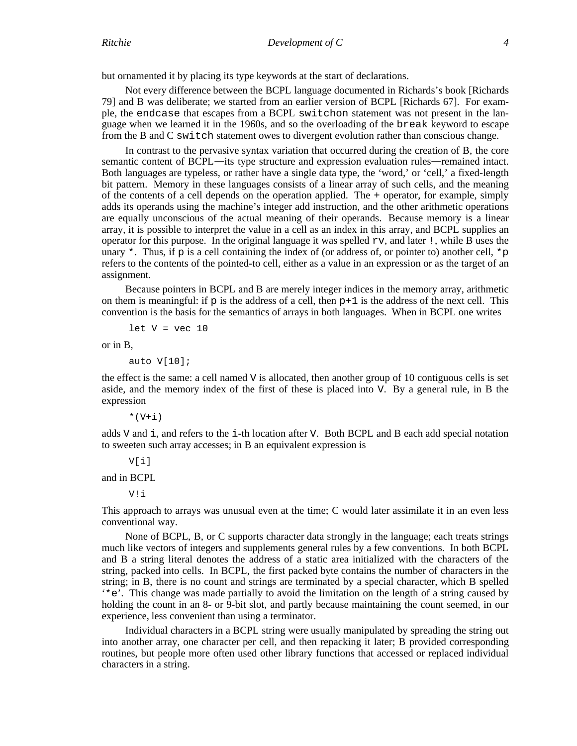but ornamented it by placing its type keywords at the start of declarations.

Not every difference between the BCPL language documented in Richards's book [Richards 79] and B was deliberate; we started from an earlier version of BCPL [Richards 67]. For example, the `endcase` that escapes from a BCPL `switchon` statement was not present in the language when we learned it in the 1960s, and so the overloading of the `break` keyword to escape from the B and C `switch` statement owes to divergent evolution rather than conscious change.

In contrast to the pervasive syntax variation that occurred during the creation of B, the core semantic content of BCPL—its type structure and expression evaluation rules—remained intact. Both languages are typeless, or rather have a single data type, the 'word,' or 'cell,' a fixed-length bit pattern. Memory in these languages consists of a linear array of such cells, and the meaning of the contents of a cell depends on the operation applied. The `+` operator, for example, simply adds its operands using the machine's integer add instruction, and the other arithmetic operations are equally unconscious of the actual meaning of their operands. Because memory is a linear array, it is possible to interpret the value in a cell as an index in this array, and BCPL supplies an operator for this purpose. In the original language it was spelled `rv`, and later `!`, while B uses the unary `*`. Thus, if `p` is a cell containing the index of (or address of, or pointer to) another cell, `*p` refers to the contents of the pointed-to cell, either as a value in an expression or as the target of an assignment.

Because pointers in BCPL and B are merely integer indices in the memory array, arithmetic on them is meaningful: if `p` is the address of a cell, then `p+1` is the address of the next cell. This convention is the basis for the semantics of arrays in both languages. When in BCPL one writes

```
let V = vec 10
```

or in B,

```
auto V[10];
```

the effect is the same: a cell named `V` is allocated, then another group of 10 contiguous cells is set aside, and the memory index of the first of these is placed into `V`. By a general rule, in B the expression

```
*(V+i)
```

adds `V` and `i`, and refers to the `i`-th location after `V`. Both BCPL and B each add special notation to sweeten such array accesses; in B an equivalent expression is

```
V[i]
```

and in BCPL

```
V!i
```

This approach to arrays was unusual even at the time; C would later assimilate it in an even less conventional way.

None of BCPL, B, or C supports character data strongly in the language; each treats strings much like vectors of integers and supplements general rules by a few conventions. In both BCPL and B a string literal denotes the address of a static area initialized with the characters of the string, packed into cells. In BCPL, the first packed byte contains the number of characters in the string; in B, there is no count and strings are terminated by a special character, which B spelled '`*e`'. This change was made partially to avoid the limitation on the length of a string caused by holding the count in an 8- or 9-bit slot, and partly because maintaining the count seemed, in our experience, less convenient than using a terminator.

Individual characters in a BCPL string were usually manipulated by spreading the string out into another array, one character per cell, and then repacking it later; B provided corresponding routines, but people more often used other library functions that accessed or replaced individual characters in a string.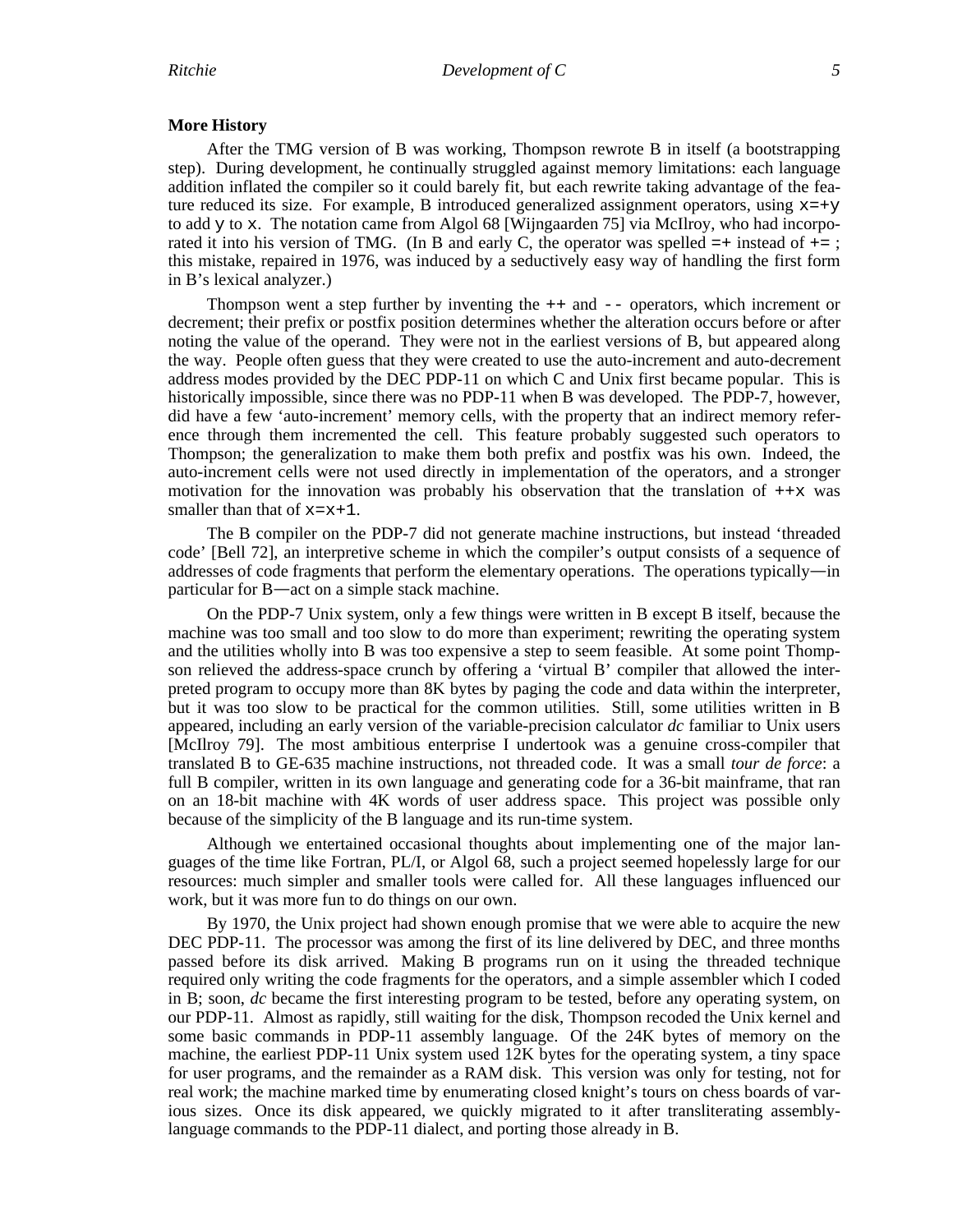**More History**

After the TMG version of B was working, Thompson rewrote B in itself (a bootstrapping step). During development, he continually struggled against memory limitations: each language addition inflated the compiler so it could barely fit, but each rewrite taking advantage of the feature reduced its size. For example, B introduced generalized assignment operators, using `x=+y` to add `y` to `x`. The notation came from Algol 68 [Wijngaarden 75] via McIlroy, who had incorporated it into his version of TMG. (In B and early C, the operator was spelled `=+` instead of `+=` ; this mistake, repaired in 1976, was induced by a seductively easy way of handling the first form in B's lexical analyzer.)

Thompson went a step further by inventing the `++` and `--` operators, which increment or decrement; their prefix or postfix position determines whether the alteration occurs before or after noting the value of the operand. They were not in the earliest versions of B, but appeared along the way. People often guess that they were created to use the auto-increment and auto-decrement address modes provided by the DEC PDP-11 on which C and Unix first became popular. This is historically impossible, since there was no PDP-11 when B was developed. The PDP-7, however, did have a few 'auto-increment' memory cells, with the property that an indirect memory reference through them incremented the cell. This feature probably suggested such operators to Thompson; the generalization to make them both prefix and postfix was his own. Indeed, the auto-increment cells were not used directly in implementation of the operators, and a stronger motivation for the innovation was probably his observation that the translation of `++x` was smaller than that of `x=x+1`.

The B compiler on the PDP-7 did not generate machine instructions, but instead 'threaded code' [Bell 72], an interpretive scheme in which the compiler's output consists of a sequence of addresses of code fragments that perform the elementary operations. The operations typically—in particular for B—act on a simple stack machine.

On the PDP-7 Unix system, only a few things were written in B except B itself, because the machine was too small and too slow to do more than experiment; rewriting the operating system and the utilities wholly into B was too expensive a step to seem feasible. At some point Thompson relieved the address-space crunch by offering a 'virtual B' compiler that allowed the interpreted program to occupy more than 8K bytes by paging the code and data within the interpreter, but it was too slow to be practical for the common utilities. Still, some utilities written in B appeared, including an early version of the variable-precision calculator *dc* familiar to Unix users [McIlroy 79]. The most ambitious enterprise I undertook was a genuine cross-compiler that translated B to GE-635 machine instructions, not threaded code. It was a small *tour de force*: a full B compiler, written in its own language and generating code for a 36-bit mainframe, that ran on an 18-bit machine with 4K words of user address space. This project was possible only because of the simplicity of the B language and its run-time system.

Although we entertained occasional thoughts about implementing one of the major languages of the time like Fortran, PL/I, or Algol 68, such a project seemed hopelessly large for our resources: much simpler and smaller tools were called for. All these languages influenced our work, but it was more fun to do things on our own.

By 1970, the Unix project had shown enough promise that we were able to acquire the new DEC PDP-11. The processor was among the first of its line delivered by DEC, and three months passed before its disk arrived. Making B programs run on it using the threaded technique required only writing the code fragments for the operators, and a simple assembler which I coded in B; soon, *dc* became the first interesting program to be tested, before any operating system, on our PDP-11. Almost as rapidly, still waiting for the disk, Thompson recoded the Unix kernel and some basic commands in PDP-11 assembly language. Of the 24K bytes of memory on the machine, the earliest PDP-11 Unix system used 12K bytes for the operating system, a tiny space for user programs, and the remainder as a RAM disk. This version was only for testing, not for real work; the machine marked time by enumerating closed knight's tours on chess boards of various sizes. Once its disk appeared, we quickly migrated to it after transliterating assembly-language commands to the PDP-11 dialect, and porting those already in B.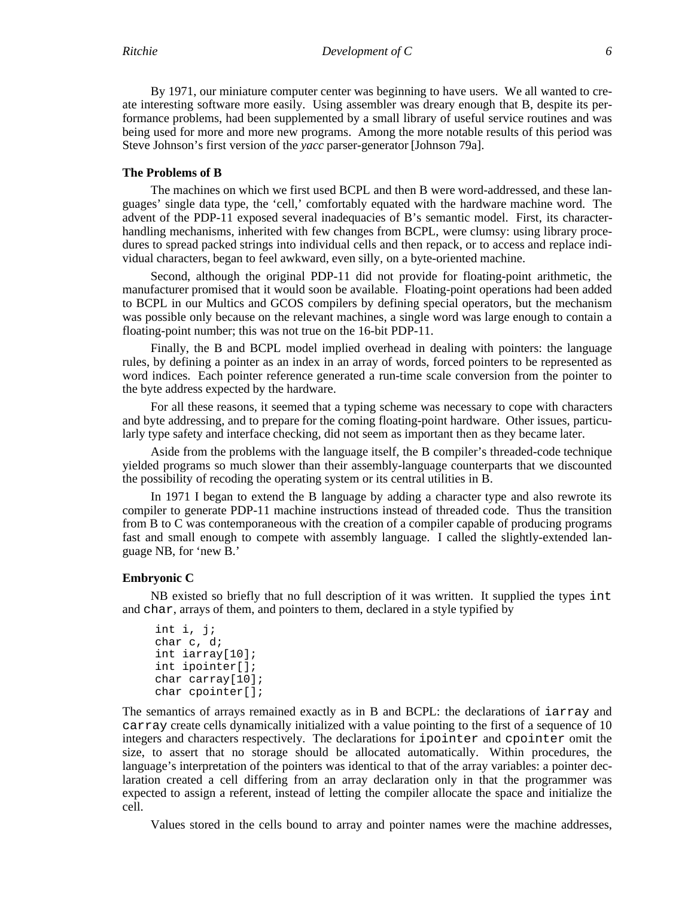By 1971, our miniature computer center was beginning to have users. We all wanted to create interesting software more easily. Using assembler was dreary enough that B, despite its performance problems, had been supplemented by a small library of useful service routines and was being used for more and more new programs. Among the more notable results of this period was Steve Johnson's first version of the *yacc* parser-generator [Johnson 79a].

### The Problems of B

The machines on which we first used BCPL and then B were word-addressed, and these languages' single data type, the 'cell,' comfortably equated with the hardware machine word. The advent of the PDP-11 exposed several inadequacies of B's semantic model. First, its character-handling mechanisms, inherited with few changes from BCPL, were clumsy: using library procedures to spread packed strings into individual cells and then repack, or to access and replace individual characters, began to feel awkward, even silly, on a byte-oriented machine.

Second, although the original PDP-11 did not provide for floating-point arithmetic, the manufacturer promised that it would soon be available. Floating-point operations had been added to BCPL in our Multics and GCOS compilers by defining special operators, but the mechanism was possible only because on the relevant machines, a single word was large enough to contain a floating-point number; this was not true on the 16-bit PDP-11.

Finally, the B and BCPL model implied overhead in dealing with pointers: the language rules, by defining a pointer as an index in an array of words, forced pointers to be represented as word indices. Each pointer reference generated a run-time scale conversion from the pointer to the byte address expected by the hardware.

For all these reasons, it seemed that a typing scheme was necessary to cope with characters and byte addressing, and to prepare for the coming floating-point hardware. Other issues, particularly type safety and interface checking, did not seem as important then as they became later.

Aside from the problems with the language itself, the B compiler's threaded-code technique yielded programs so much slower than their assembly-language counterparts that we discounted the possibility of recoding the operating system or its central utilities in B.

In 1971 I began to extend the B language by adding a character type and also rewrote its compiler to generate PDP-11 machine instructions instead of threaded code. Thus the transition from B to C was contemporaneous with the creation of a compiler capable of producing programs fast and small enough to compete with assembly language. I called the slightly-extended language NB, for 'new B.'

### Embryonic C

NB existed so briefly that no full description of it was written. It supplied the types `int` and `char`, arrays of them, and pointers to them, declared in a style typified by

```
int i, j;
char c, d;
int iarray[10];
int ipointer[];
char carray[10];
char cpointer[];
```

The semantics of arrays remained exactly as in B and BCPL: the declarations of `iarray` and `carray` create cells dynamically initialized with a value pointing to the first of a sequence of 10 integers and characters respectively. The declarations for `ipointer` and `cpointer` omit the size, to assert that no storage should be allocated automatically. Within procedures, the language's interpretation of the pointers was identical to that of the array variables: a pointer declaration created a cell differing from an array declaration only in that the programmer was expected to assign a referent, instead of letting the compiler allocate the space and initialize the cell.

Values stored in the cells bound to array and pointer names were the machine addresses,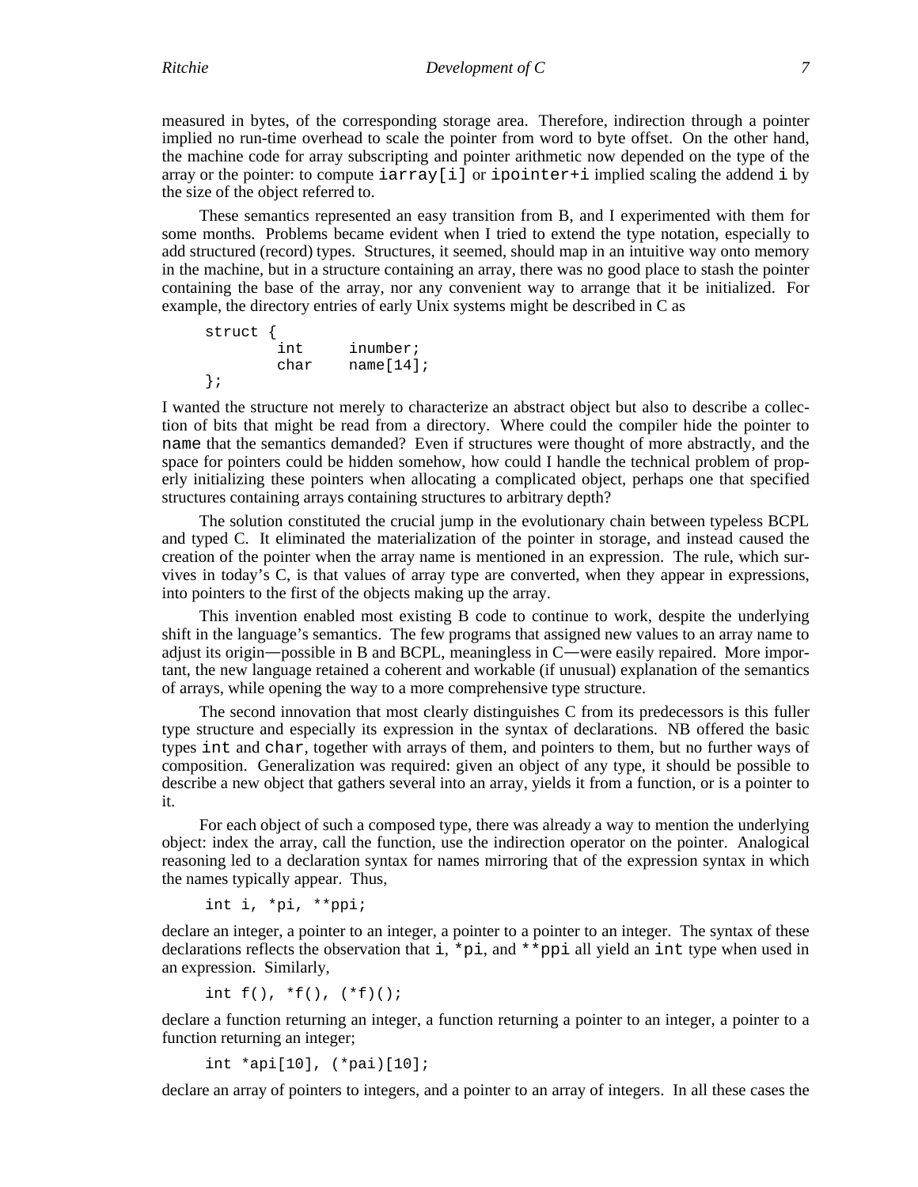measured in bytes, of the corresponding storage area. Therefore, indirection through a pointer implied no run-time overhead to scale the pointer from word to byte offset. On the other hand, the machine code for array subscripting and pointer arithmetic now depended on the type of the array or the pointer: to compute `iarray[i]` or `ipointer+i` implied scaling the addend `i` by the size of the object referred to.

These semantics represented an easy transition from B, and I experimented with them for some months. Problems became evident when I tried to extend the type notation, especially to add structured (record) types. Structures, it seemed, should map in an intuitive way onto memory in the machine, but in a structure containing an array, there was no good place to stash the pointer containing the base of the array, nor any convenient way to arrange that it be initialized. For example, the directory entries of early Unix systems might be described in C as

```
struct {
        int     inumber;
        char    name[14];
};
```

I wanted the structure not merely to characterize an abstract object but also to describe a collection of bits that might be read from a directory. Where could the compiler hide the pointer to `name` that the semantics demanded? Even if structures were thought of more abstractly, and the space for pointers could be hidden somehow, how could I handle the technical problem of properly initializing these pointers when allocating a complicated object, perhaps one that specified structures containing arrays containing structures to arbitrary depth?

The solution constituted the crucial jump in the evolutionary chain between typeless BCPL and typed C. It eliminated the materialization of the pointer in storage, and instead caused the creation of the pointer when the array name is mentioned in an expression. The rule, which survives in today's C, is that values of array type are converted, when they appear in expressions, into pointers to the first of the objects making up the array.

This invention enabled most existing B code to continue to work, despite the underlying shift in the language's semantics. The few programs that assigned new values to an array name to adjust its origin—possible in B and BCPL, meaningless in C—were easily repaired. More important, the new language retained a coherent and workable (if unusual) explanation of the semantics of arrays, while opening the way to a more comprehensive type structure.

The second innovation that most clearly distinguishes C from its predecessors is this fuller type structure and especially its expression in the syntax of declarations. NB offered the basic types `int` and `char`, together with arrays of them, and pointers to them, but no further ways of composition. Generalization was required: given an object of any type, it should be possible to describe a new object that gathers several into an array, yields it from a function, or is a pointer to it.

For each object of such a composed type, there was already a way to mention the underlying object: index the array, call the function, use the indirection operator on the pointer. Analogical reasoning led to a declaration syntax for names mirroring that of the expression syntax in which the names typically appear. Thus,

```
int i, *pi, **ppi;
```

declare an integer, a pointer to an integer, a pointer to a pointer to an integer. The syntax of these declarations reflects the observation that `i`, `*pi`, and `**ppi` all yield an `int` type when used in an expression. Similarly,

```
int f(), *f(), (*f)();
```

declare a function returning an integer, a function returning a pointer to an integer, a pointer to a function returning an integer;

```
int *api[10], (*pai)[10];
```

declare an array of pointers to integers, and a pointer to an array of integers. In all these cases the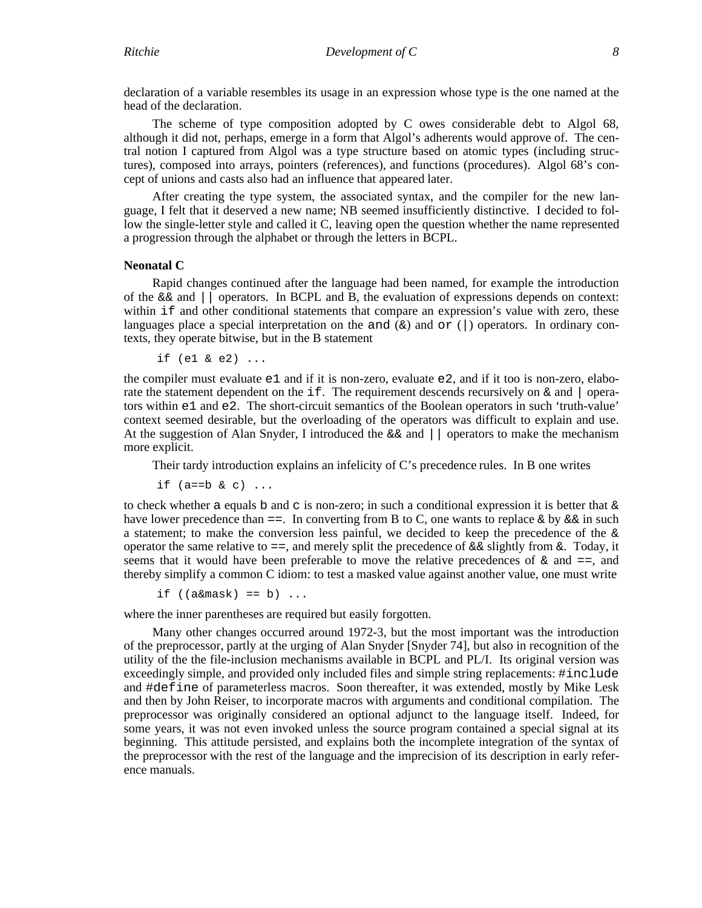declaration of a variable resembles its usage in an expression whose type is the one named at the head of the declaration.

The scheme of type composition adopted by C owes considerable debt to Algol 68, although it did not, perhaps, emerge in a form that Algol's adherents would approve of. The central notion I captured from Algol was a type structure based on atomic types (including structures), composed into arrays, pointers (references), and functions (procedures). Algol 68's concept of unions and casts also had an influence that appeared later.

After creating the type system, the associated syntax, and the compiler for the new language, I felt that it deserved a new name; NB seemed insufficiently distinctive. I decided to follow the single-letter style and called it C, leaving open the question whether the name represented a progression through the alphabet or through the letters in BCPL.

**Neonatal C**

Rapid changes continued after the language had been named, for example the introduction of the `&&` and `||` operators. In BCPL and B, the evaluation of expressions depends on context: within `if` and other conditional statements that compare an expression's value with zero, these languages place a special interpretation on the `and` (`&`) and `or` (`|`) operators. In ordinary contexts, they operate bitwise, but in the B statement

```
if (e1 & e2) ...
```

the compiler must evaluate `e1` and if it is non-zero, evaluate `e2`, and if it too is non-zero, elaborate the statement dependent on the `if`. The requirement descends recursively on `&` and `|` operators within `e1` and `e2`. The short-circuit semantics of the Boolean operators in such 'truth-value' context seemed desirable, but the overloading of the operators was difficult to explain and use. At the suggestion of Alan Snyder, I introduced the `&&` and `||` operators to make the mechanism more explicit.

Their tardy introduction explains an infelicity of C's precedence rules. In B one writes

```
if (a==b & c) ...
```

to check whether `a` equals `b` and `c` is non-zero; in such a conditional expression it is better that `&` have lower precedence than `==`. In converting from B to C, one wants to replace `&` by `&&` in such a statement; to make the conversion less painful, we decided to keep the precedence of the `&` operator the same relative to `==`, and merely split the precedence of `&&` slightly from `&`. Today, it seems that it would have been preferable to move the relative precedences of `&` and `==`, and thereby simplify a common C idiom: to test a masked value against another value, one must write

```
if ((a&mask) == b) ...
```

where the inner parentheses are required but easily forgotten.

Many other changes occurred around 1972-3, but the most important was the introduction of the preprocessor, partly at the urging of Alan Snyder [Snyder 74], but also in recognition of the utility of the the file-inclusion mechanisms available in BCPL and PL/I. Its original version was exceedingly simple, and provided only included files and simple string replacements: `#include` and `#define` of parameterless macros. Soon thereafter, it was extended, mostly by Mike Lesk and then by John Reiser, to incorporate macros with arguments and conditional compilation. The preprocessor was originally considered an optional adjunct to the language itself. Indeed, for some years, it was not even invoked unless the source program contained a special signal at its beginning. This attitude persisted, and explains both the incomplete integration of the syntax of the preprocessor with the rest of the language and the imprecision of its description in early reference manuals.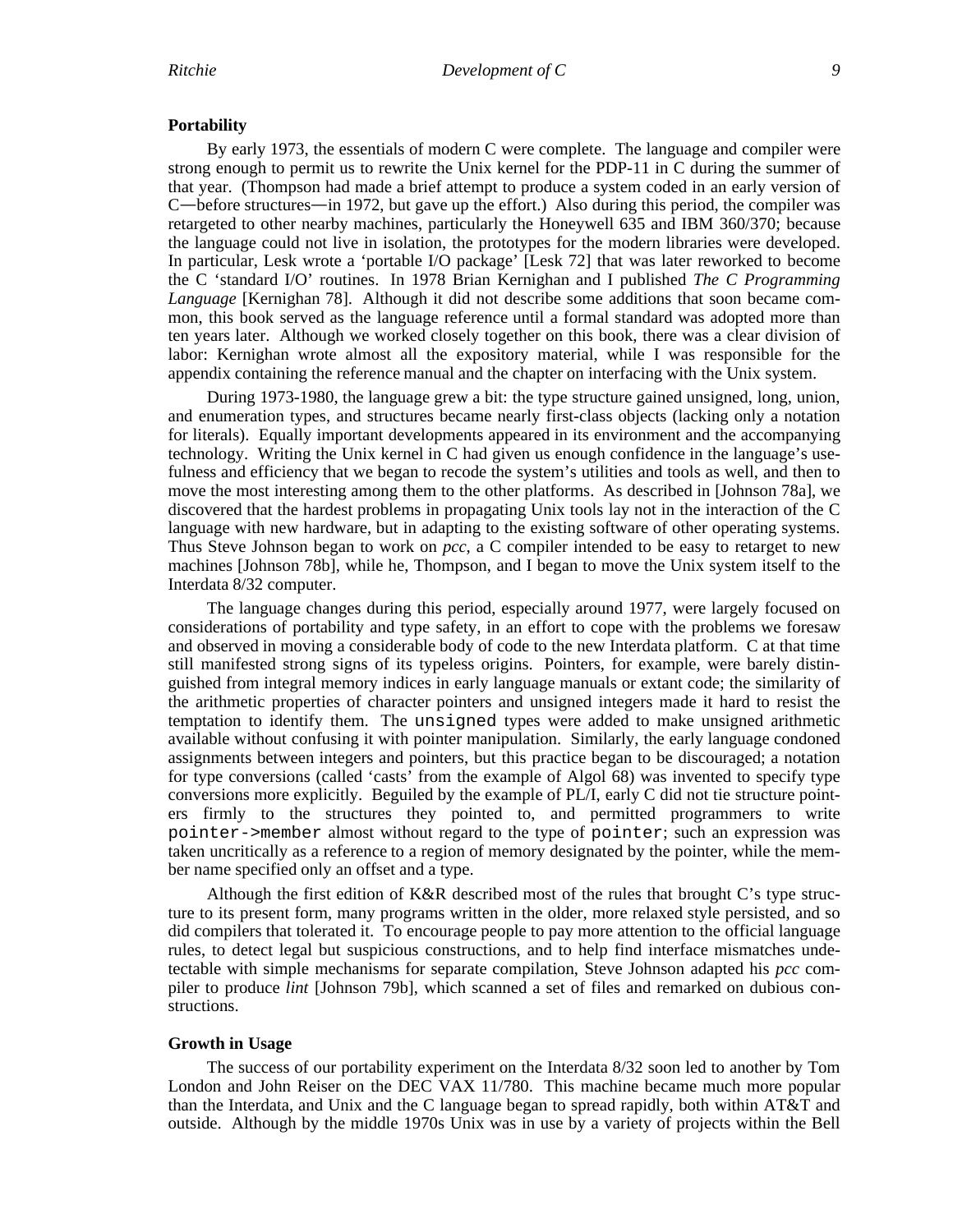### Portability

By early 1973, the essentials of modern C were complete. The language and compiler were strong enough to permit us to rewrite the Unix kernel for the PDP-11 in C during the summer of that year. (Thompson had made a brief attempt to produce a system coded in an early version of C—before structures—in 1972, but gave up the effort.) Also during this period, the compiler was retargeted to other nearby machines, particularly the Honeywell 635 and IBM 360/370; because the language could not live in isolation, the prototypes for the modern libraries were developed. In particular, Lesk wrote a 'portable I/O package' [Lesk 72] that was later reworked to become the C 'standard I/O' routines. In 1978 Brian Kernighan and I published *The C Programming Language* [Kernighan 78]. Although it did not describe some additions that soon became common, this book served as the language reference until a formal standard was adopted more than ten years later. Although we worked closely together on this book, there was a clear division of labor: Kernighan wrote almost all the expository material, while I was responsible for the appendix containing the reference manual and the chapter on interfacing with the Unix system.

During 1973-1980, the language grew a bit: the type structure gained unsigned, long, union, and enumeration types, and structures became nearly first-class objects (lacking only a notation for literals). Equally important developments appeared in its environment and the accompanying technology. Writing the Unix kernel in C had given us enough confidence in the language's usefulness and efficiency that we began to recode the system's utilities and tools as well, and then to move the most interesting among them to the other platforms. As described in [Johnson 78a], we discovered that the hardest problems in propagating Unix tools lay not in the interaction of the C language with new hardware, but in adapting to the existing software of other operating systems. Thus Steve Johnson began to work on *pcc*, a C compiler intended to be easy to retarget to new machines [Johnson 78b], while he, Thompson, and I began to move the Unix system itself to the Interdata 8/32 computer.

The language changes during this period, especially around 1977, were largely focused on considerations of portability and type safety, in an effort to cope with the problems we foresaw and observed in moving a considerable body of code to the new Interdata platform. C at that time still manifested strong signs of its typeless origins. Pointers, for example, were barely distinguished from integral memory indices in early language manuals or extant code; the similarity of the arithmetic properties of character pointers and unsigned integers made it hard to resist the temptation to identify them. The `unsigned` types were added to make unsigned arithmetic available without confusing it with pointer manipulation. Similarly, the early language condoned assignments between integers and pointers, but this practice began to be discouraged; a notation for type conversions (called 'casts' from the example of Algol 68) was invented to specify type conversions more explicitly. Beguiled by the example of PL/I, early C did not tie structure pointers firmly to the structures they pointed to, and permitted programmers to write `pointer->member` almost without regard to the type of `pointer`; such an expression was taken uncritically as a reference to a region of memory designated by the pointer, while the member name specified only an offset and a type.

Although the first edition of K&R described most of the rules that brought C's type structure to its present form, many programs written in the older, more relaxed style persisted, and so did compilers that tolerated it. To encourage people to pay more attention to the official language rules, to detect legal but suspicious constructions, and to help find interface mismatches undetectable with simple mechanisms for separate compilation, Steve Johnson adapted his *pcc* compiler to produce *lint* [Johnson 79b], which scanned a set of files and remarked on dubious constructions.

### Growth in Usage

The success of our portability experiment on the Interdata 8/32 soon led to another by Tom London and John Reiser on the DEC VAX 11/780. This machine became much more popular than the Interdata, and Unix and the C language began to spread rapidly, both within AT&T and outside. Although by the middle 1970s Unix was in use by a variety of projects within the Bell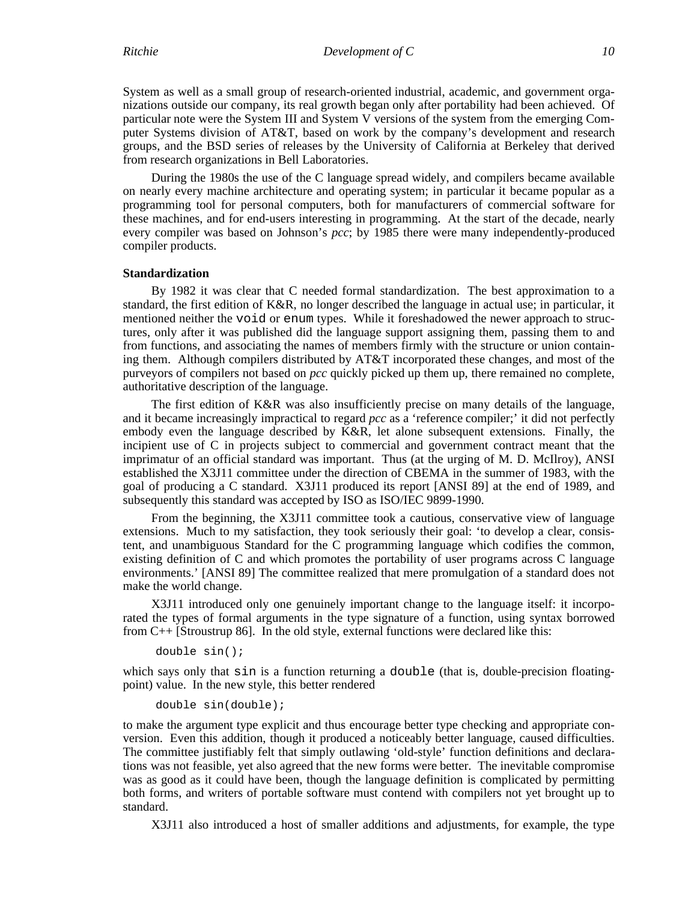System as well as a small group of research-oriented industrial, academic, and government organizations outside our company, its real growth began only after portability had been achieved. Of particular note were the System III and System V versions of the system from the emerging Computer Systems division of AT&T, based on work by the company's development and research groups, and the BSD series of releases by the University of California at Berkeley that derived from research organizations in Bell Laboratories.

During the 1980s the use of the C language spread widely, and compilers became available on nearly every machine architecture and operating system; in particular it became popular as a programming tool for personal computers, both for manufacturers of commercial software for these machines, and for end-users interesting in programming. At the start of the decade, nearly every compiler was based on Johnson's *pcc*; by 1985 there were many independently-produced compiler products.

**Standardization**

By 1982 it was clear that C needed formal standardization. The best approximation to a standard, the first edition of K&R, no longer described the language in actual use; in particular, it mentioned neither the `void` or `enum` types. While it foreshadowed the newer approach to structures, only after it was published did the language support assigning them, passing them to and from functions, and associating the names of members firmly with the structure or union containing them. Although compilers distributed by AT&T incorporated these changes, and most of the purveyors of compilers not based on *pcc* quickly picked up them up, there remained no complete, authoritative description of the language.

The first edition of K&R was also insufficiently precise on many details of the language, and it became increasingly impractical to regard *pcc* as a 'reference compiler;' it did not perfectly embody even the language described by K&R, let alone subsequent extensions. Finally, the incipient use of C in projects subject to commercial and government contract meant that the imprimatur of an official standard was important. Thus (at the urging of M. D. McIlroy), ANSI established the X3J11 committee under the direction of CBEMA in the summer of 1983, with the goal of producing a C standard. X3J11 produced its report [ANSI 89] at the end of 1989, and subsequently this standard was accepted by ISO as ISO/IEC 9899-1990.

From the beginning, the X3J11 committee took a cautious, conservative view of language extensions. Much to my satisfaction, they took seriously their goal: 'to develop a clear, consistent, and unambiguous Standard for the C programming language which codifies the common, existing definition of C and which promotes the portability of user programs across C language environments.' [ANSI 89] The committee realized that mere promulgation of a standard does not make the world change.

X3J11 introduced only one genuinely important change to the language itself: it incorporated the types of formal arguments in the type signature of a function, using syntax borrowed from C++ [Stroustrup 86]. In the old style, external functions were declared like this:

```
double sin();
```

which says only that `sin` is a function returning a `double` (that is, double-precision floating-point) value. In the new style, this better rendered

```
double sin(double);
```

to make the argument type explicit and thus encourage better type checking and appropriate conversion. Even this addition, though it produced a noticeably better language, caused difficulties. The committee justifiably felt that simply outlawing 'old-style' function definitions and declarations was not feasible, yet also agreed that the new forms were better. The inevitable compromise was as good as it could have been, though the language definition is complicated by permitting both forms, and writers of portable software must contend with compilers not yet brought up to standard.

X3J11 also introduced a host of smaller additions and adjustments, for example, the type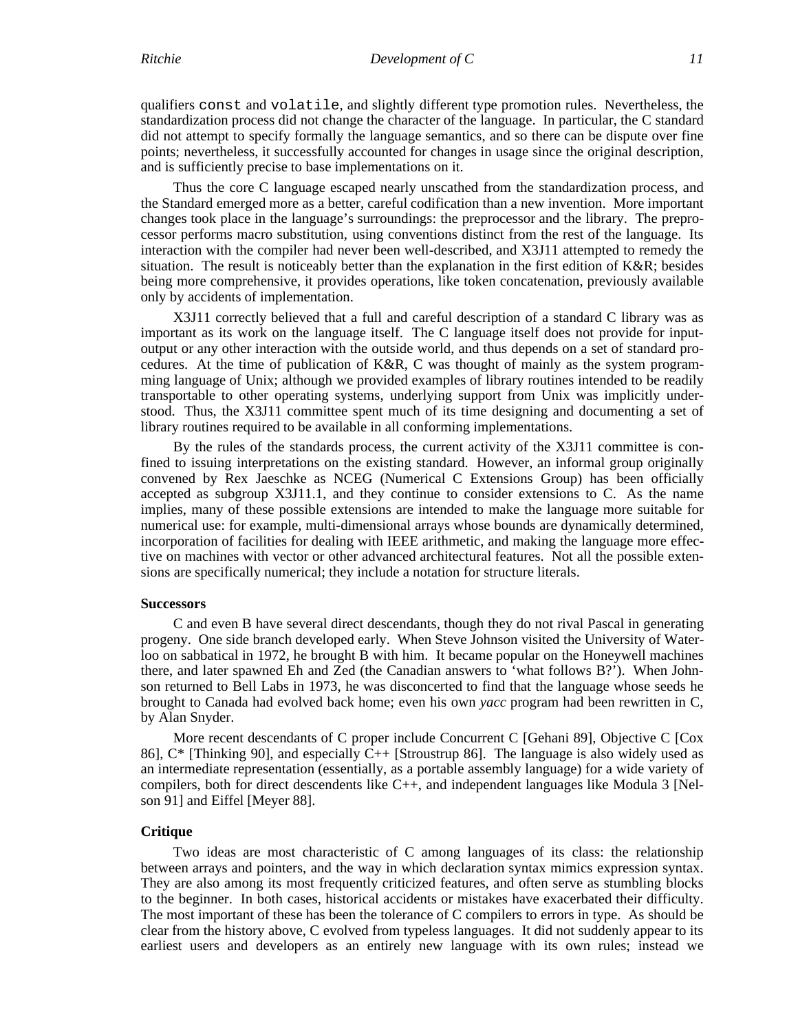qualifiers `const` and `volatile`, and slightly different type promotion rules. Nevertheless, the standardization process did not change the character of the language. In particular, the C standard did not attempt to specify formally the language semantics, and so there can be dispute over fine points; nevertheless, it successfully accounted for changes in usage since the original description, and is sufficiently precise to base implementations on it.

Thus the core C language escaped nearly unscathed from the standardization process, and the Standard emerged more as a better, careful codification than a new invention. More important changes took place in the language's surroundings: the preprocessor and the library. The preprocessor performs macro substitution, using conventions distinct from the rest of the language. Its interaction with the compiler had never been well-described, and X3J11 attempted to remedy the situation. The result is noticeably better than the explanation in the first edition of K&R; besides being more comprehensive, it provides operations, like token concatenation, previously available only by accidents of implementation.

X3J11 correctly believed that a full and careful description of a standard C library was as important as its work on the language itself. The C language itself does not provide for input-output or any other interaction with the outside world, and thus depends on a set of standard procedures. At the time of publication of K&R, C was thought of mainly as the system programming language of Unix; although we provided examples of library routines intended to be readily transportable to other operating systems, underlying support from Unix was implicitly understood. Thus, the X3J11 committee spent much of its time designing and documenting a set of library routines required to be available in all conforming implementations.

By the rules of the standards process, the current activity of the X3J11 committee is confined to issuing interpretations on the existing standard. However, an informal group originally convened by Rex Jaeschke as NCEG (Numerical C Extensions Group) has been officially accepted as subgroup X3J11.1, and they continue to consider extensions to C. As the name implies, many of these possible extensions are intended to make the language more suitable for numerical use: for example, multi-dimensional arrays whose bounds are dynamically determined, incorporation of facilities for dealing with IEEE arithmetic, and making the language more effective on machines with vector or other advanced architectural features. Not all the possible extensions are specifically numerical; they include a notation for structure literals.

### Successors

C and even B have several direct descendants, though they do not rival Pascal in generating progeny. One side branch developed early. When Steve Johnson visited the University of Waterloo on sabbatical in 1972, he brought B with him. It became popular on the Honeywell machines there, and later spawned Eh and Zed (the Canadian answers to 'what follows B?'). When Johnson returned to Bell Labs in 1973, he was disconcerted to find that the language whose seeds he brought to Canada had evolved back home; even his own *yacc* program had been rewritten in C, by Alan Snyder.

More recent descendants of C proper include Concurrent C [Gehani 89], Objective C [Cox 86], C* [Thinking 90], and especially C++ [Stroustrup 86]. The language is also widely used as an intermediate representation (essentially, as a portable assembly language) for a wide variety of compilers, both for direct descendents like C++, and independent languages like Modula 3 [Nelson 91] and Eiffel [Meyer 88].

### Critique

Two ideas are most characteristic of C among languages of its class: the relationship between arrays and pointers, and the way in which declaration syntax mimics expression syntax. They are also among its most frequently criticized features, and often serve as stumbling blocks to the beginner. In both cases, historical accidents or mistakes have exacerbated their difficulty. The most important of these has been the tolerance of C compilers to errors in type. As should be clear from the history above, C evolved from typeless languages. It did not suddenly appear to its earliest users and developers as an entirely new language with its own rules; instead we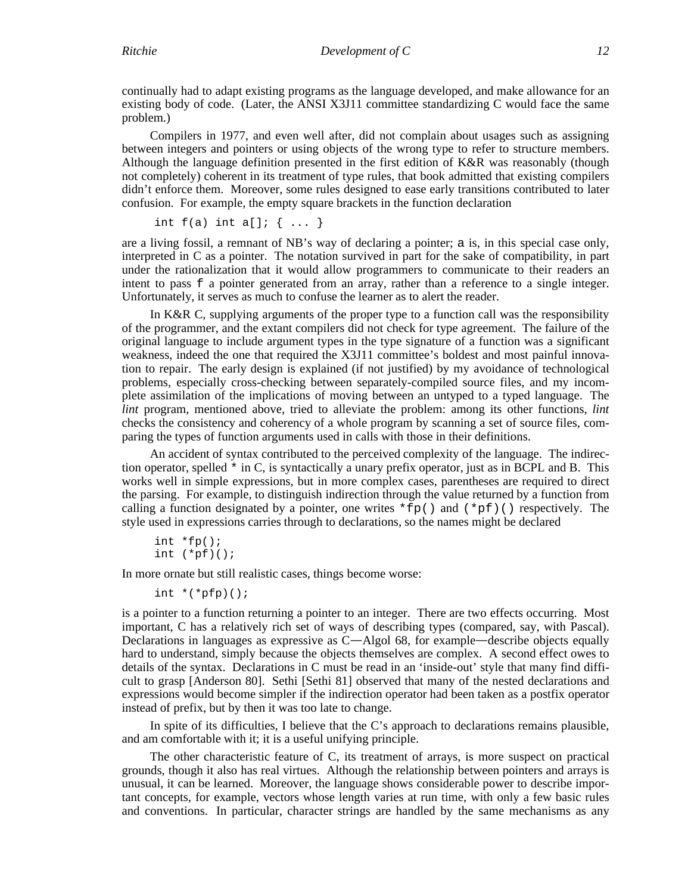continually had to adapt existing programs as the language developed, and make allowance for an existing body of code. (Later, the ANSI X3J11 committee standardizing C would face the same problem.)

Compilers in 1977, and even well after, did not complain about usages such as assigning between integers and pointers or using objects of the wrong type to refer to structure members. Although the language definition presented in the first edition of K&R was reasonably (though not completely) coherent in its treatment of type rules, that book admitted that existing compilers didn't enforce them. Moreover, some rules designed to ease early transitions contributed to later confusion. For example, the empty square brackets in the function declaration

```
int f(a) int a[]; { ... }
```

are a living fossil, a remnant of NB's way of declaring a pointer; `a` is, in this special case only, interpreted in C as a pointer. The notation survived in part for the sake of compatibility, in part under the rationalization that it would allow programmers to communicate to their readers an intent to pass `f` a pointer generated from an array, rather than a reference to a single integer. Unfortunately, it serves as much to confuse the learner as to alert the reader.

In K&R C, supplying arguments of the proper type to a function call was the responsibility of the programmer, and the extant compilers did not check for type agreement. The failure of the original language to include argument types in the type signature of a function was a significant weakness, indeed the one that required the X3J11 committee's boldest and most painful innovation to repair. The early design is explained (if not justified) by my avoidance of technological problems, especially cross-checking between separately-compiled source files, and my incomplete assimilation of the implications of moving between an untyped to a typed language. The *lint* program, mentioned above, tried to alleviate the problem: among its other functions, *lint* checks the consistency and coherency of a whole program by scanning a set of source files, comparing the types of function arguments used in calls with those in their definitions.

An accident of syntax contributed to the perceived complexity of the language. The indirection operator, spelled `*` in C, is syntactically a unary prefix operator, just as in BCPL and B. This works well in simple expressions, but in more complex cases, parentheses are required to direct the parsing. For example, to distinguish indirection through the value returned by a function from calling a function designated by a pointer, one writes `*fp()` and `(*pf)()` respectively. The style used in expressions carries through to declarations, so the names might be declared

```
int *fp();
int (*pf)();
```

In more ornate but still realistic cases, things become worse:

```
int *(*pfp)();
```

is a pointer to a function returning a pointer to an integer. There are two effects occurring. Most important, C has a relatively rich set of ways of describing types (compared, say, with Pascal). Declarations in languages as expressive as C—Algol 68, for example—describe objects equally hard to understand, simply because the objects themselves are complex. A second effect owes to details of the syntax. Declarations in C must be read in an 'inside-out' style that many find difficult to grasp [Anderson 80]. Sethi [Sethi 81] observed that many of the nested declarations and expressions would become simpler if the indirection operator had been taken as a postfix operator instead of prefix, but by then it was too late to change.

In spite of its difficulties, I believe that the C's approach to declarations remains plausible, and am comfortable with it; it is a useful unifying principle.

The other characteristic feature of C, its treatment of arrays, is more suspect on practical grounds, though it also has real virtues. Although the relationship between pointers and arrays is unusual, it can be learned. Moreover, the language shows considerable power to describe important concepts, for example, vectors whose length varies at run time, with only a few basic rules and conventions. In particular, character strings are handled by the same mechanisms as any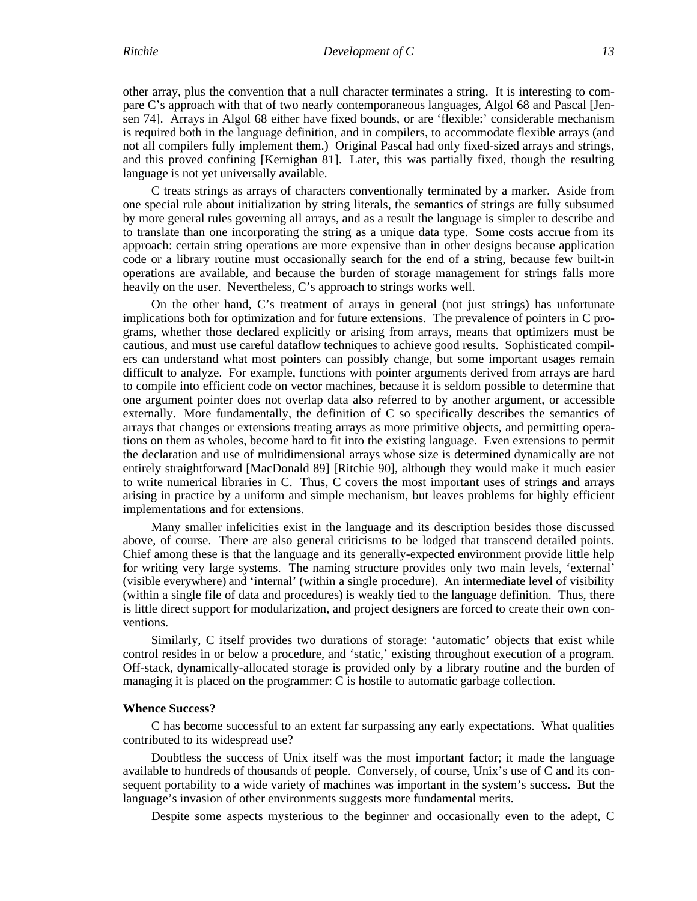other array, plus the convention that a null character terminates a string. It is interesting to compare C's approach with that of two nearly contemporaneous languages, Algol 68 and Pascal [Jensen 74]. Arrays in Algol 68 either have fixed bounds, or are 'flexible:' considerable mechanism is required both in the language definition, and in compilers, to accommodate flexible arrays (and not all compilers fully implement them.) Original Pascal had only fixed-sized arrays and strings, and this proved confining [Kernighan 81]. Later, this was partially fixed, though the resulting language is not yet universally available.

C treats strings as arrays of characters conventionally terminated by a marker. Aside from one special rule about initialization by string literals, the semantics of strings are fully subsumed by more general rules governing all arrays, and as a result the language is simpler to describe and to translate than one incorporating the string as a unique data type. Some costs accrue from its approach: certain string operations are more expensive than in other designs because application code or a library routine must occasionally search for the end of a string, because few built-in operations are available, and because the burden of storage management for strings falls more heavily on the user. Nevertheless, C's approach to strings works well.

On the other hand, C's treatment of arrays in general (not just strings) has unfortunate implications both for optimization and for future extensions. The prevalence of pointers in C programs, whether those declared explicitly or arising from arrays, means that optimizers must be cautious, and must use careful dataflow techniques to achieve good results. Sophisticated compilers can understand what most pointers can possibly change, but some important usages remain difficult to analyze. For example, functions with pointer arguments derived from arrays are hard to compile into efficient code on vector machines, because it is seldom possible to determine that one argument pointer does not overlap data also referred to by another argument, or accessible externally. More fundamentally, the definition of C so specifically describes the semantics of arrays that changes or extensions treating arrays as more primitive objects, and permitting operations on them as wholes, become hard to fit into the existing language. Even extensions to permit the declaration and use of multidimensional arrays whose size is determined dynamically are not entirely straightforward [MacDonald 89] [Ritchie 90], although they would make it much easier to write numerical libraries in C. Thus, C covers the most important uses of strings and arrays arising in practice by a uniform and simple mechanism, but leaves problems for highly efficient implementations and for extensions.

Many smaller infelicities exist in the language and its description besides those discussed above, of course. There are also general criticisms to be lodged that transcend detailed points. Chief among these is that the language and its generally-expected environment provide little help for writing very large systems. The naming structure provides only two main levels, 'external' (visible everywhere) and 'internal' (within a single procedure). An intermediate level of visibility (within a single file of data and procedures) is weakly tied to the language definition. Thus, there is little direct support for modularization, and project designers are forced to create their own conventions.

Similarly, C itself provides two durations of storage: 'automatic' objects that exist while control resides in or below a procedure, and 'static,' existing throughout execution of a program. Off-stack, dynamically-allocated storage is provided only by a library routine and the burden of managing it is placed on the programmer: C is hostile to automatic garbage collection.

**Whence Success?**

C has become successful to an extent far surpassing any early expectations. What qualities contributed to its widespread use?

Doubtless the success of Unix itself was the most important factor; it made the language available to hundreds of thousands of people. Conversely, of course, Unix's use of C and its consequent portability to a wide variety of machines was important in the system's success. But the language's invasion of other environments suggests more fundamental merits.

Despite some aspects mysterious to the beginner and occasionally even to the adept, C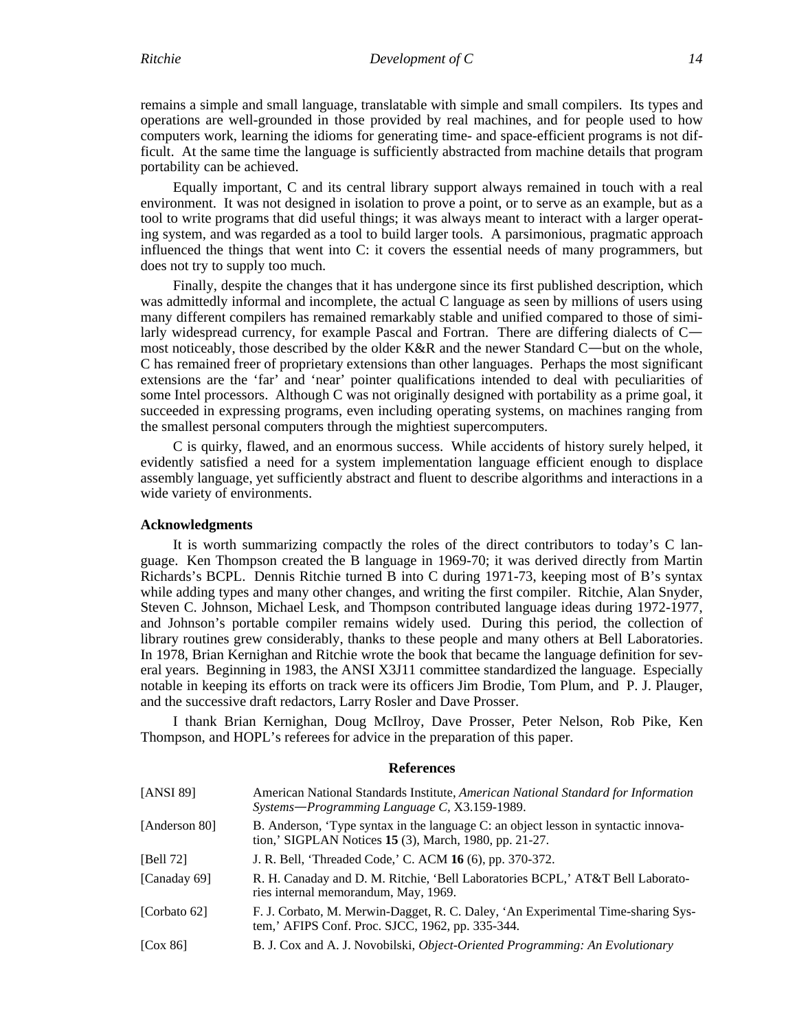remains a simple and small language, translatable with simple and small compilers. Its types and operations are well-grounded in those provided by real machines, and for people used to how computers work, learning the idioms for generating time- and space-efficient programs is not difficult. At the same time the language is sufficiently abstracted from machine details that program portability can be achieved.

Equally important, C and its central library support always remained in touch with a real environment. It was not designed in isolation to prove a point, or to serve as an example, but as a tool to write programs that did useful things; it was always meant to interact with a larger operating system, and was regarded as a tool to build larger tools. A parsimonious, pragmatic approach influenced the things that went into C: it covers the essential needs of many programmers, but does not try to supply too much.

Finally, despite the changes that it has undergone since its first published description, which was admittedly informal and incomplete, the actual C language as seen by millions of users using many different compilers has remained remarkably stable and unified compared to those of similarly widespread currency, for example Pascal and Fortran. There are differing dialects of C—most noticeably, those described by the older K&R and the newer Standard C—but on the whole, C has remained freer of proprietary extensions than other languages. Perhaps the most significant extensions are the 'far' and 'near' pointer qualifications intended to deal with peculiarities of some Intel processors. Although C was not originally designed with portability as a prime goal, it succeeded in expressing programs, even including operating systems, on machines ranging from the smallest personal computers through the mightiest supercomputers.

C is quirky, flawed, and an enormous success. While accidents of history surely helped, it evidently satisfied a need for a system implementation language efficient enough to displace assembly language, yet sufficiently abstract and fluent to describe algorithms and interactions in a wide variety of environments.

### Acknowledgments

It is worth summarizing compactly the roles of the direct contributors to today's C language. Ken Thompson created the B language in 1969-70; it was derived directly from Martin Richards's BCPL. Dennis Ritchie turned B into C during 1971-73, keeping most of B's syntax while adding types and many other changes, and writing the first compiler. Ritchie, Alan Snyder, Steven C. Johnson, Michael Lesk, and Thompson contributed language ideas during 1972-1977, and Johnson's portable compiler remains widely used. During this period, the collection of library routines grew considerably, thanks to these people and many others at Bell Laboratories. In 1978, Brian Kernighan and Ritchie wrote the book that became the language definition for several years. Beginning in 1983, the ANSI X3J11 committee standardized the language. Especially notable in keeping its efforts on track were its officers Jim Brodie, Tom Plum, and P. J. Plauger, and the successive draft redactors, Larry Rosler and Dave Prosser.

I thank Brian Kernighan, Doug McIlroy, Dave Prosser, Peter Nelson, Rob Pike, Ken Thompson, and HOPL's referees for advice in the preparation of this paper.

## References

[ANSI 89] American National Standards Institute, *American National Standard for Information Systems—Programming Language C,* X3.159-1989.

[Anderson 80] B. Anderson, 'Type syntax in the language C: an object lesson in syntactic innovation,' SIGPLAN Notices **15** (3), March, 1980, pp. 21-27.

[Bell 72] J. R. Bell, 'Threaded Code,' C. ACM **16** (6), pp. 370-372.

[Canaday 69] R. H. Canaday and D. M. Ritchie, 'Bell Laboratories BCPL,' AT&T Bell Laboratories internal memorandum, May, 1969.

[Corbato 62] F. J. Corbato, M. Merwin-Dagget, R. C. Daley, 'An Experimental Time-sharing System,' AFIPS Conf. Proc. SJCC, 1962, pp. 335-344.

[Cox 86] B. J. Cox and A. J. Novobilski, *Object-Oriented Programming: An Evolutionary*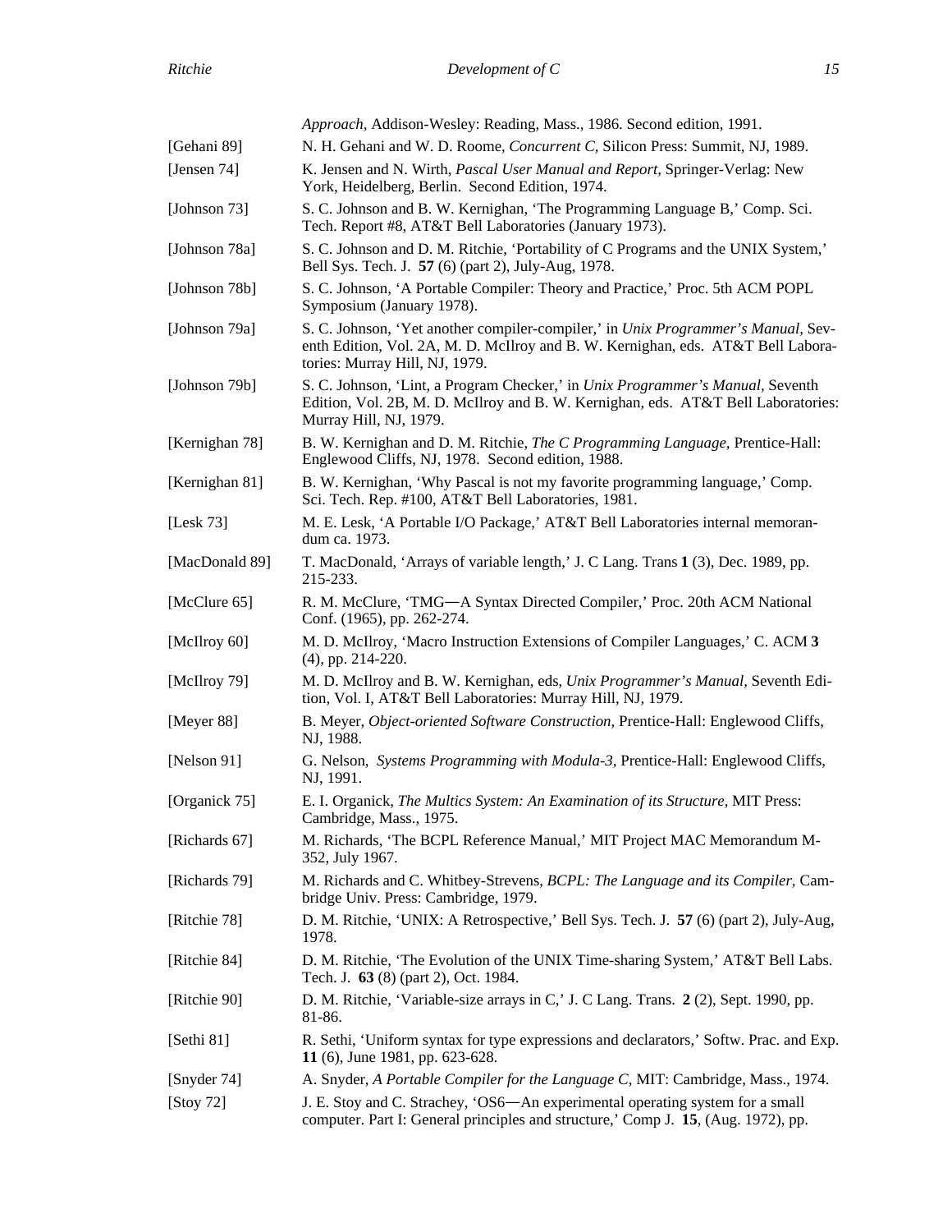*Approach*, Addison-Wesley: Reading, Mass., 1986. Second edition, 1991.

[Gehani 89] N. H. Gehani and W. D. Roome, *Concurrent C,* Silicon Press: Summit, NJ, 1989.

[Jensen 74] K. Jensen and N. Wirth, *Pascal User Manual and Report,* Springer-Verlag: New York, Heidelberg, Berlin. Second Edition, 1974.

[Johnson 73] S. C. Johnson and B. W. Kernighan, 'The Programming Language B,' Comp. Sci. Tech. Report #8, AT&T Bell Laboratories (January 1973).

[Johnson 78a] S. C. Johnson and D. M. Ritchie, 'Portability of C Programs and the UNIX System,' Bell Sys. Tech. J. **57** (6) (part 2), July-Aug, 1978.

[Johnson 78b] S. C. Johnson, 'A Portable Compiler: Theory and Practice,' Proc. 5th ACM POPL Symposium (January 1978).

[Johnson 79a] S. C. Johnson, 'Yet another compiler-compiler,' in *Unix Programmer's Manual,* Seventh Edition, Vol. 2A, M. D. McIlroy and B. W. Kernighan, eds. AT&T Bell Laboratories: Murray Hill, NJ, 1979.

[Johnson 79b] S. C. Johnson, 'Lint, a Program Checker,' in *Unix Programmer's Manual,* Seventh Edition, Vol. 2B, M. D. McIlroy and B. W. Kernighan, eds. AT&T Bell Laboratories: Murray Hill, NJ, 1979.

[Kernighan 78] B. W. Kernighan and D. M. Ritchie, *The C Programming Language,* Prentice-Hall: Englewood Cliffs, NJ, 1978. Second edition, 1988.

[Kernighan 81] B. W. Kernighan, 'Why Pascal is not my favorite programming language,' Comp. Sci. Tech. Rep. #100, AT&T Bell Laboratories, 1981.

[Lesk 73] M. E. Lesk, 'A Portable I/O Package,' AT&T Bell Laboratories internal memorandum ca. 1973.

[MacDonald 89] T. MacDonald, 'Arrays of variable length,' J. C Lang. Trans **1** (3), Dec. 1989, pp. 215-233.

[McClure 65] R. M. McClure, 'TMG—A Syntax Directed Compiler,' Proc. 20th ACM National Conf. (1965), pp. 262-274.

[McIlroy 60] M. D. McIlroy, 'Macro Instruction Extensions of Compiler Languages,' C. ACM **3** (4), pp. 214-220.

[McIlroy 79] M. D. McIlroy and B. W. Kernighan, eds, *Unix Programmer's Manual,* Seventh Edition, Vol. I, AT&T Bell Laboratories: Murray Hill, NJ, 1979.

[Meyer 88] B. Meyer, *Object-oriented Software Construction,* Prentice-Hall: Englewood Cliffs, NJ, 1988.

[Nelson 91] G. Nelson, *Systems Programming with Modula-3,* Prentice-Hall: Englewood Cliffs, NJ, 1991.

[Organick 75] E. I. Organick, *The Multics System: An Examination of its Structure,* MIT Press: Cambridge, Mass., 1975.

[Richards 67] M. Richards, 'The BCPL Reference Manual,' MIT Project MAC Memorandum M-352, July 1967.

[Richards 79] M. Richards and C. Whitbey-Strevens, *BCPL: The Language and its Compiler,* Cambridge Univ. Press: Cambridge, 1979.

[Ritchie 78] D. M. Ritchie, 'UNIX: A Retrospective,' Bell Sys. Tech. J. **57** (6) (part 2), July-Aug, 1978.

[Ritchie 84] D. M. Ritchie, 'The Evolution of the UNIX Time-sharing System,' AT&T Bell Labs. Tech. J. **63** (8) (part 2), Oct. 1984.

[Ritchie 90] D. M. Ritchie, 'Variable-size arrays in C,' J. C Lang. Trans. **2** (2), Sept. 1990, pp. 81-86.

[Sethi 81] R. Sethi, 'Uniform syntax for type expressions and declarators,' Softw. Prac. and Exp. **11** (6), June 1981, pp. 623-628.

[Snyder 74] A. Snyder, *A Portable Compiler for the Language C,* MIT: Cambridge, Mass., 1974.

[Stoy 72] J. E. Stoy and C. Strachey, 'OS6—An experimental operating system for a small computer. Part I: General principles and structure,' Comp J. **15**, (Aug. 1972), pp.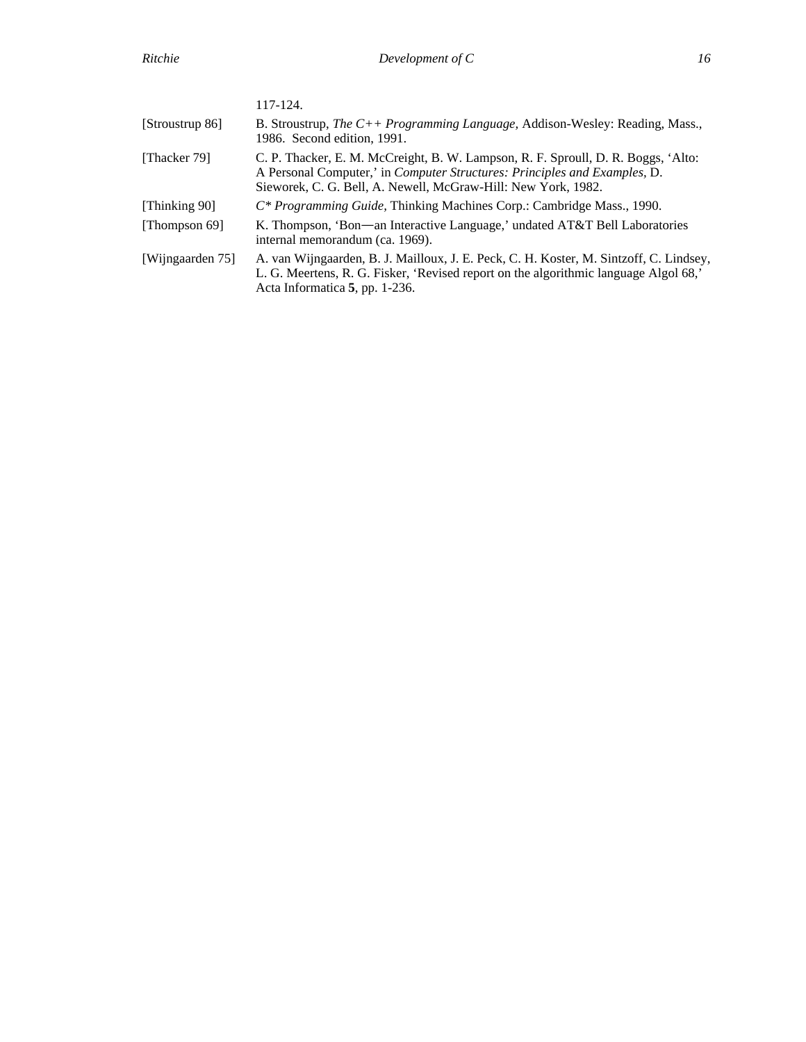117-124.

[Stroustrup 86] B. Stroustrup, *The C++ Programming Language,* Addison-Wesley: Reading, Mass., 1986. Second edition, 1991.

[Thacker 79] C. P. Thacker, E. M. McCreight, B. W. Lampson, R. F. Sproull, D. R. Boggs, 'Alto: A Personal Computer,' in *Computer Structures: Principles and Examples,* D. Sieworek, C. G. Bell, A. Newell, McGraw-Hill: New York, 1982.

[Thinking 90] *C* Programming Guide,* Thinking Machines Corp.: Cambridge Mass., 1990.

[Thompson 69] K. Thompson, 'Bon—an Interactive Language,' undated AT&T Bell Laboratories internal memorandum (ca. 1969).

[Wijngaarden 75] A. van Wijngaarden, B. J. Mailloux, J. E. Peck, C. H. Koster, M. Sintzoff, C. Lindsey, L. G. Meertens, R. G. Fisker, 'Revised report on the algorithmic language Algol 68,' Acta Informatica **5**, pp. 1-236.